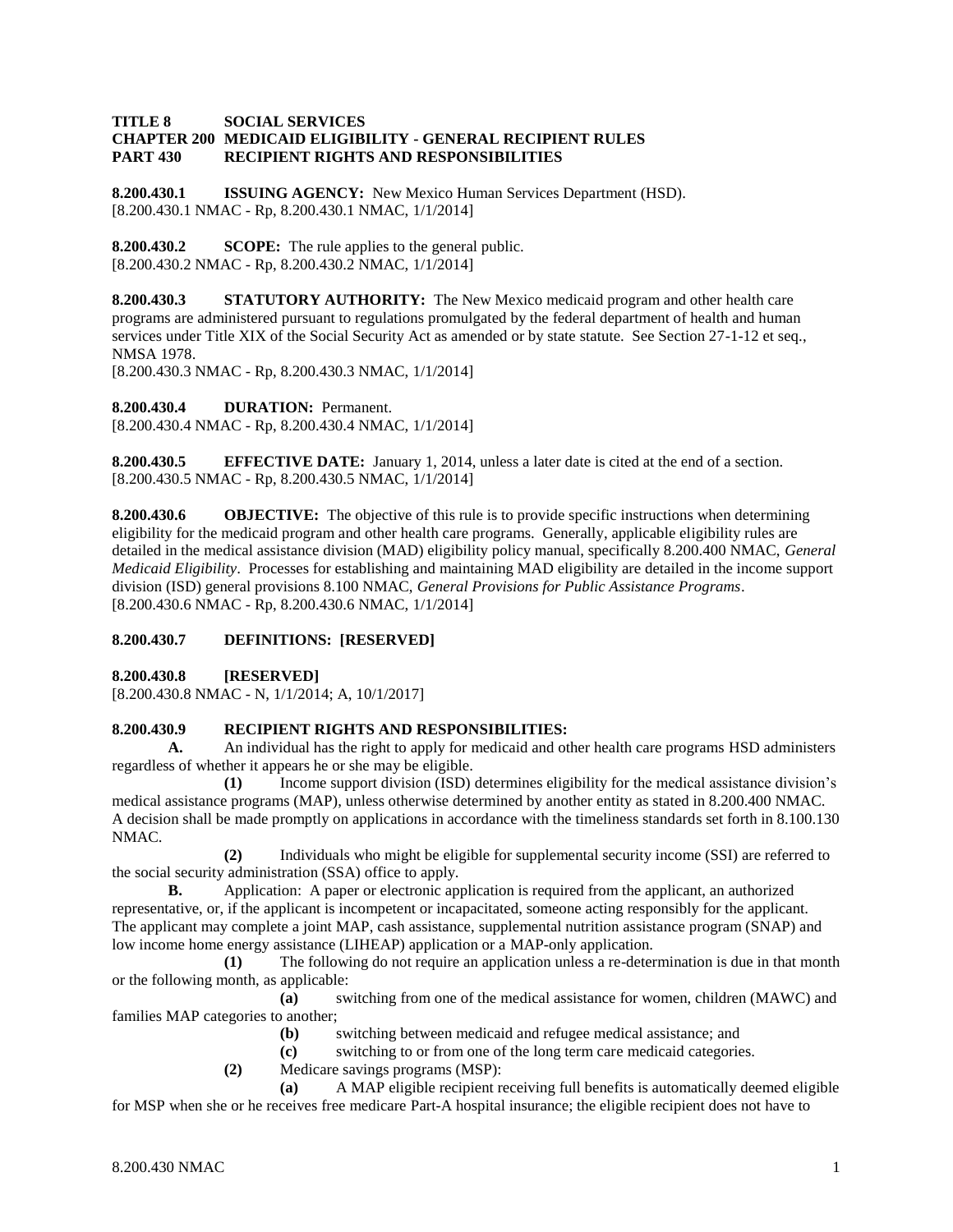**TITLE 8 SOCIAL SERVICES**
**CHAPTER 200 MEDICAID ELIGIBILITY - GENERAL RECIPIENT RULES**
**PART 430 RECIPIENT RIGHTS AND RESPONSIBILITIES**

**8.200.430.1 ISSUING AGENCY:** New Mexico Human Services Department (HSD).
[8.200.430.1 NMAC - Rp, 8.200.430.1 NMAC, 1/1/2014]

**8.200.430.2 SCOPE:** The rule applies to the general public.
[8.200.430.2 NMAC - Rp, 8.200.430.2 NMAC, 1/1/2014]

**8.200.430.3 STATUTORY AUTHORITY:** The New Mexico medicaid program and other health care programs are administered pursuant to regulations promulgated by the federal department of health and human services under Title XIX of the Social Security Act as amended or by state statute. See Section 27-1-12 et seq., NMSA 1978.
[8.200.430.3 NMAC - Rp, 8.200.430.3 NMAC, 1/1/2014]

**8.200.430.4 DURATION:** Permanent.
[8.200.430.4 NMAC - Rp, 8.200.430.4 NMAC, 1/1/2014]

**8.200.430.5 EFFECTIVE DATE:** January 1, 2014, unless a later date is cited at the end of a section.
[8.200.430.5 NMAC - Rp, 8.200.430.5 NMAC, 1/1/2014]

**8.200.430.6 OBJECTIVE:** The objective of this rule is to provide specific instructions when determining eligibility for the medicaid program and other health care programs. Generally, applicable eligibility rules are detailed in the medical assistance division (MAD) eligibility policy manual, specifically 8.200.400 NMAC, *General Medicaid Eligibility*. Processes for establishing and maintaining MAD eligibility are detailed in the income support division (ISD) general provisions 8.100 NMAC, *General Provisions for Public Assistance Programs*.
[8.200.430.6 NMAC - Rp, 8.200.430.6 NMAC, 1/1/2014]

**8.200.430.7 DEFINITIONS: [RESERVED]**

**8.200.430.8 [RESERVED]**
[8.200.430.8 NMAC - N, 1/1/2014; A, 10/1/2017]

**8.200.430.9 RECIPIENT RIGHTS AND RESPONSIBILITIES:**

**A.** An individual has the right to apply for medicaid and other health care programs HSD administers regardless of whether it appears he or she may be eligible.

**(1)** Income support division (ISD) determines eligibility for the medical assistance division's medical assistance programs (MAP), unless otherwise determined by another entity as stated in 8.200.400 NMAC. A decision shall be made promptly on applications in accordance with the timeliness standards set forth in 8.100.130 NMAC.

**(2)** Individuals who might be eligible for supplemental security income (SSI) are referred to the social security administration (SSA) office to apply.

**B.** Application: A paper or electronic application is required from the applicant, an authorized representative, or, if the applicant is incompetent or incapacitated, someone acting responsibly for the applicant. The applicant may complete a joint MAP, cash assistance, supplemental nutrition assistance program (SNAP) and low income home energy assistance (LIHEAP) application or a MAP-only application.

**(1)** The following do not require an application unless a re-determination is due in that month or the following month, as applicable:

**(a)** switching from one of the medical assistance for women, children (MAWC) and families MAP categories to another;

**(b)** switching between medicaid and refugee medical assistance; and

**(c)** switching to or from one of the long term care medicaid categories.

**(2)** Medicare savings programs (MSP):

**(a)** A MAP eligible recipient receiving full benefits is automatically deemed eligible for MSP when she or he receives free medicare Part-A hospital insurance; the eligible recipient does not have to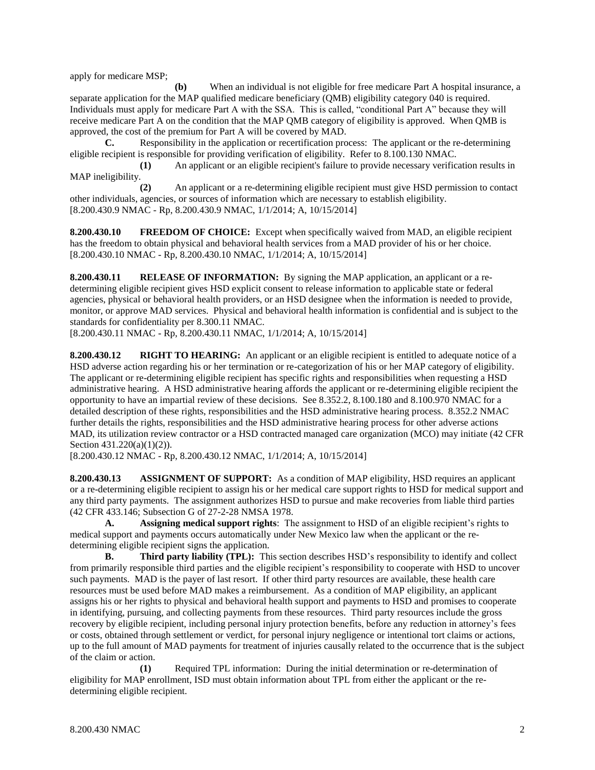apply for medicare MSP;

**(b)** When an individual is not eligible for free medicare Part A hospital insurance, a separate application for the MAP qualified medicare beneficiary (QMB) eligibility category 040 is required. Individuals must apply for medicare Part A with the SSA. This is called, "conditional Part A" because they will receive medicare Part A on the condition that the MAP QMB category of eligibility is approved. When QMB is approved, the cost of the premium for Part A will be covered by MAD.

**C.** Responsibility in the application or recertification process: The applicant or the re-determining eligible recipient is responsible for providing verification of eligibility. Refer to 8.100.130 NMAC.

**(1)** An applicant or an eligible recipient's failure to provide necessary verification results in MAP ineligibility.

**(2)** An applicant or a re-determining eligible recipient must give HSD permission to contact other individuals, agencies, or sources of information which are necessary to establish eligibility.

[8.200.430.9 NMAC - Rp, 8.200.430.9 NMAC, 1/1/2014; A, 10/15/2014]

**8.200.430.10 FREEDOM OF CHOICE:** Except when specifically waived from MAD, an eligible recipient has the freedom to obtain physical and behavioral health services from a MAD provider of his or her choice.

[8.200.430.10 NMAC - Rp, 8.200.430.10 NMAC, 1/1/2014; A, 10/15/2014]

**8.200.430.11 RELEASE OF INFORMATION:** By signing the MAP application, an applicant or a re-determining eligible recipient gives HSD explicit consent to release information to applicable state or federal agencies, physical or behavioral health providers, or an HSD designee when the information is needed to provide, monitor, or approve MAD services. Physical and behavioral health information is confidential and is subject to the standards for confidentiality per 8.300.11 NMAC.

[8.200.430.11 NMAC - Rp, 8.200.430.11 NMAC, 1/1/2014; A, 10/15/2014]

**8.200.430.12 RIGHT TO HEARING:** An applicant or an eligible recipient is entitled to adequate notice of a HSD adverse action regarding his or her termination or re-categorization of his or her MAP category of eligibility. The applicant or re-determining eligible recipient has specific rights and responsibilities when requesting a HSD administrative hearing. A HSD administrative hearing affords the applicant or re-determining eligible recipient the opportunity to have an impartial review of these decisions. See 8.352.2, 8.100.180 and 8.100.970 NMAC for a detailed description of these rights, responsibilities and the HSD administrative hearing process. 8.352.2 NMAC further details the rights, responsibilities and the HSD administrative hearing process for other adverse actions MAD, its utilization review contractor or a HSD contracted managed care organization (MCO) may initiate (42 CFR Section 431.220(a)(1)(2)).

[8.200.430.12 NMAC - Rp, 8.200.430.12 NMAC, 1/1/2014; A, 10/15/2014]

**8.200.430.13 ASSIGNMENT OF SUPPORT:** As a condition of MAP eligibility, HSD requires an applicant or a re-determining eligible recipient to assign his or her medical care support rights to HSD for medical support and any third party payments. The assignment authorizes HSD to pursue and make recoveries from liable third parties (42 CFR 433.146; Subsection G of 27-2-28 NMSA 1978.

**A. Assigning medical support rights**: The assignment to HSD of an eligible recipient's rights to medical support and payments occurs automatically under New Mexico law when the applicant or the re-determining eligible recipient signs the application.

**B. Third party liability (TPL):** This section describes HSD's responsibility to identify and collect from primarily responsible third parties and the eligible recipient's responsibility to cooperate with HSD to uncover such payments. MAD is the payer of last resort. If other third party resources are available, these health care resources must be used before MAD makes a reimbursement. As a condition of MAP eligibility, an applicant assigns his or her rights to physical and behavioral health support and payments to HSD and promises to cooperate in identifying, pursuing, and collecting payments from these resources. Third party resources include the gross recovery by eligible recipient, including personal injury protection benefits, before any reduction in attorney's fees or costs, obtained through settlement or verdict, for personal injury negligence or intentional tort claims or actions, up to the full amount of MAD payments for treatment of injuries causally related to the occurrence that is the subject of the claim or action.

**(1)** Required TPL information: During the initial determination or re-determination of eligibility for MAP enrollment, ISD must obtain information about TPL from either the applicant or the re-determining eligible recipient.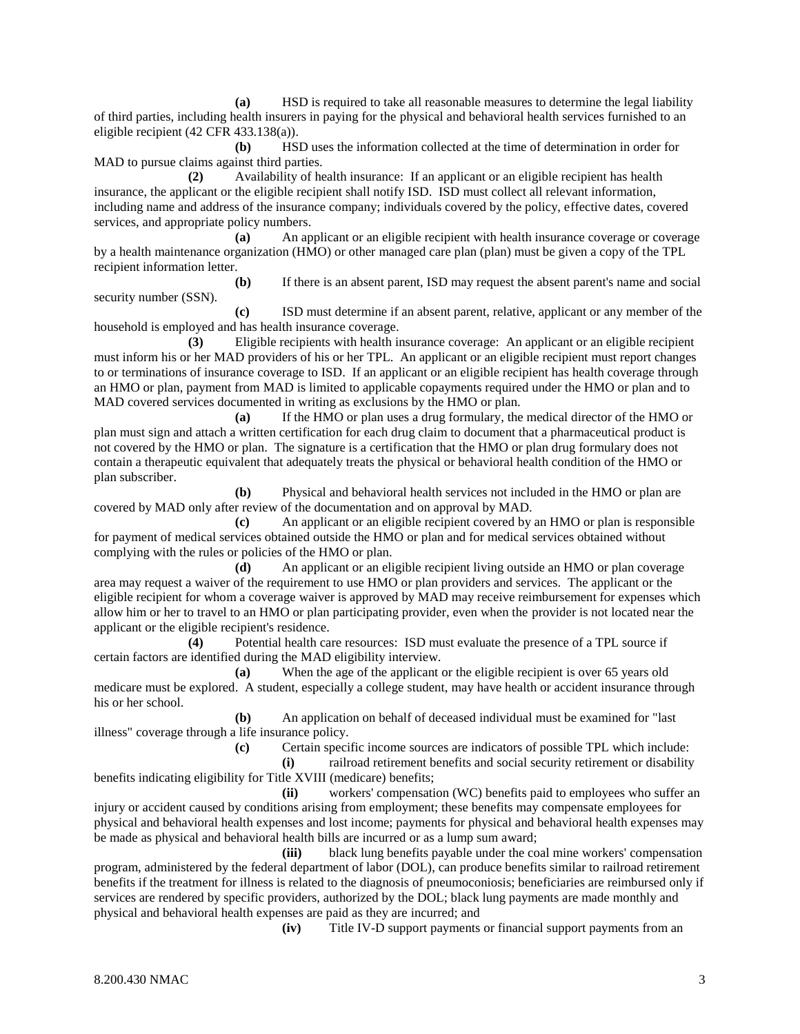**(a)** HSD is required to take all reasonable measures to determine the legal liability of third parties, including health insurers in paying for the physical and behavioral health services furnished to an eligible recipient (42 CFR 433.138(a)).

**(b)** HSD uses the information collected at the time of determination in order for MAD to pursue claims against third parties.

**(2)** Availability of health insurance: If an applicant or an eligible recipient has health insurance, the applicant or the eligible recipient shall notify ISD. ISD must collect all relevant information, including name and address of the insurance company; individuals covered by the policy, effective dates, covered services, and appropriate policy numbers.

**(a)** An applicant or an eligible recipient with health insurance coverage or coverage by a health maintenance organization (HMO) or other managed care plan (plan) must be given a copy of the TPL recipient information letter.

**(b)** If there is an absent parent, ISD may request the absent parent's name and social security number (SSN).

**(c)** ISD must determine if an absent parent, relative, applicant or any member of the household is employed and has health insurance coverage.

**(3)** Eligible recipients with health insurance coverage: An applicant or an eligible recipient must inform his or her MAD providers of his or her TPL. An applicant or an eligible recipient must report changes to or terminations of insurance coverage to ISD. If an applicant or an eligible recipient has health coverage through an HMO or plan, payment from MAD is limited to applicable copayments required under the HMO or plan and to MAD covered services documented in writing as exclusions by the HMO or plan.

**(a)** If the HMO or plan uses a drug formulary, the medical director of the HMO or plan must sign and attach a written certification for each drug claim to document that a pharmaceutical product is not covered by the HMO or plan. The signature is a certification that the HMO or plan drug formulary does not contain a therapeutic equivalent that adequately treats the physical or behavioral health condition of the HMO or plan subscriber.

**(b)** Physical and behavioral health services not included in the HMO or plan are covered by MAD only after review of the documentation and on approval by MAD.

**(c)** An applicant or an eligible recipient covered by an HMO or plan is responsible for payment of medical services obtained outside the HMO or plan and for medical services obtained without complying with the rules or policies of the HMO or plan.

**(d)** An applicant or an eligible recipient living outside an HMO or plan coverage area may request a waiver of the requirement to use HMO or plan providers and services. The applicant or the eligible recipient for whom a coverage waiver is approved by MAD may receive reimbursement for expenses which allow him or her to travel to an HMO or plan participating provider, even when the provider is not located near the applicant or the eligible recipient's residence.

**(4)** Potential health care resources: ISD must evaluate the presence of a TPL source if certain factors are identified during the MAD eligibility interview.

**(a)** When the age of the applicant or the eligible recipient is over 65 years old medicare must be explored. A student, especially a college student, may have health or accident insurance through his or her school.

**(b)** An application on behalf of deceased individual must be examined for "last illness" coverage through a life insurance policy.

**(c)** Certain specific income sources are indicators of possible TPL which include:

**(i)** railroad retirement benefits and social security retirement or disability benefits indicating eligibility for Title XVIII (medicare) benefits;

**(ii)** workers' compensation (WC) benefits paid to employees who suffer an injury or accident caused by conditions arising from employment; these benefits may compensate employees for physical and behavioral health expenses and lost income; payments for physical and behavioral health expenses may be made as physical and behavioral health bills are incurred or as a lump sum award;

**(iii)** black lung benefits payable under the coal mine workers' compensation program, administered by the federal department of labor (DOL), can produce benefits similar to railroad retirement benefits if the treatment for illness is related to the diagnosis of pneumoconiosis; beneficiaries are reimbursed only if services are rendered by specific providers, authorized by the DOL; black lung payments are made monthly and physical and behavioral health expenses are paid as they are incurred; and

**(iv)** Title IV-D support payments or financial support payments from an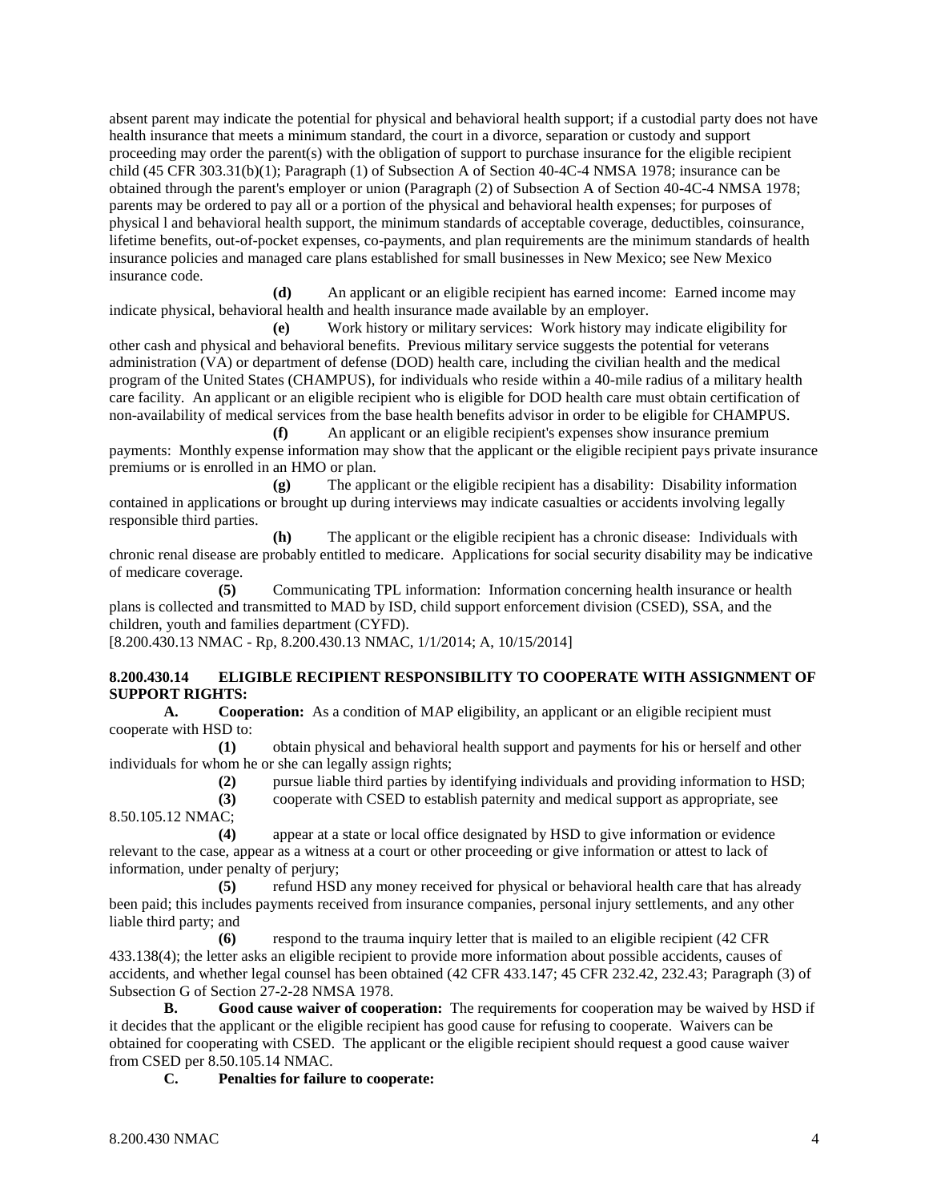absent parent may indicate the potential for physical and behavioral health support; if a custodial party does not have health insurance that meets a minimum standard, the court in a divorce, separation or custody and support proceeding may order the parent(s) with the obligation of support to purchase insurance for the eligible recipient child (45 CFR 303.31(b)(1); Paragraph (1) of Subsection A of Section 40-4C-4 NMSA 1978; insurance can be obtained through the parent's employer or union (Paragraph (2) of Subsection A of Section 40-4C-4 NMSA 1978; parents may be ordered to pay all or a portion of the physical and behavioral health expenses; for purposes of physical l and behavioral health support, the minimum standards of acceptable coverage, deductibles, coinsurance, lifetime benefits, out-of-pocket expenses, co-payments, and plan requirements are the minimum standards of health insurance policies and managed care plans established for small businesses in New Mexico; see New Mexico insurance code.

**(d)** An applicant or an eligible recipient has earned income: Earned income may indicate physical, behavioral health and health insurance made available by an employer.

**(e)** Work history or military services: Work history may indicate eligibility for other cash and physical and behavioral benefits. Previous military service suggests the potential for veterans administration (VA) or department of defense (DOD) health care, including the civilian health and the medical program of the United States (CHAMPUS), for individuals who reside within a 40-mile radius of a military health care facility. An applicant or an eligible recipient who is eligible for DOD health care must obtain certification of non-availability of medical services from the base health benefits advisor in order to be eligible for CHAMPUS.

**(f)** An applicant or an eligible recipient's expenses show insurance premium payments: Monthly expense information may show that the applicant or the eligible recipient pays private insurance premiums or is enrolled in an HMO or plan.

**(g)** The applicant or the eligible recipient has a disability: Disability information contained in applications or brought up during interviews may indicate casualties or accidents involving legally responsible third parties.

**(h)** The applicant or the eligible recipient has a chronic disease: Individuals with chronic renal disease are probably entitled to medicare. Applications for social security disability may be indicative of medicare coverage.

**(5)** Communicating TPL information: Information concerning health insurance or health plans is collected and transmitted to MAD by ISD, child support enforcement division (CSED), SSA, and the children, youth and families department (CYFD).

[8.200.430.13 NMAC - Rp, 8.200.430.13 NMAC, 1/1/2014; A, 10/15/2014]

**8.200.430.14 ELIGIBLE RECIPIENT RESPONSIBILITY TO COOPERATE WITH ASSIGNMENT OF SUPPORT RIGHTS:**

**A. Cooperation:** As a condition of MAP eligibility, an applicant or an eligible recipient must cooperate with HSD to:

**(1)** obtain physical and behavioral health support and payments for his or herself and other individuals for whom he or she can legally assign rights;

**(2)** pursue liable third parties by identifying individuals and providing information to HSD;

**(3)** cooperate with CSED to establish paternity and medical support as appropriate, see 8.50.105.12 NMAC;

**(4)** appear at a state or local office designated by HSD to give information or evidence relevant to the case, appear as a witness at a court or other proceeding or give information or attest to lack of information, under penalty of perjury;

**(5)** refund HSD any money received for physical or behavioral health care that has already been paid; this includes payments received from insurance companies, personal injury settlements, and any other liable third party; and

**(6)** respond to the trauma inquiry letter that is mailed to an eligible recipient (42 CFR 433.138(4); the letter asks an eligible recipient to provide more information about possible accidents, causes of accidents, and whether legal counsel has been obtained (42 CFR 433.147; 45 CFR 232.42, 232.43; Paragraph (3) of Subsection G of Section 27-2-28 NMSA 1978.

**B. Good cause waiver of cooperation:** The requirements for cooperation may be waived by HSD if it decides that the applicant or the eligible recipient has good cause for refusing to cooperate. Waivers can be obtained for cooperating with CSED. The applicant or the eligible recipient should request a good cause waiver from CSED per 8.50.105.14 NMAC.

**C. Penalties for failure to cooperate:**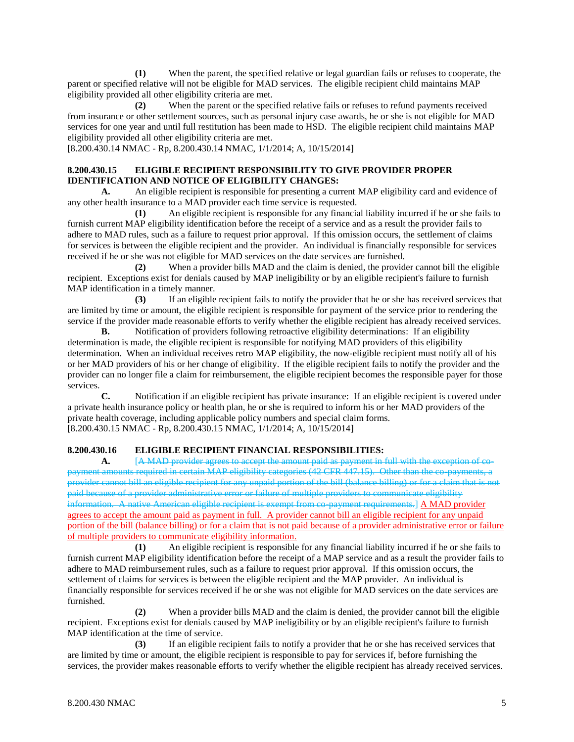**(1)** When the parent, the specified relative or legal guardian fails or refuses to cooperate, the parent or specified relative will not be eligible for MAD services. The eligible recipient child maintains MAP eligibility provided all other eligibility criteria are met.

**(2)** When the parent or the specified relative fails or refuses to refund payments received from insurance or other settlement sources, such as personal injury case awards, he or she is not eligible for MAD services for one year and until full restitution has been made to HSD. The eligible recipient child maintains MAP eligibility provided all other eligibility criteria are met.

[8.200.430.14 NMAC - Rp, 8.200.430.14 NMAC, 1/1/2014; A, 10/15/2014]

**8.200.430.15 ELIGIBLE RECIPIENT RESPONSIBILITY TO GIVE PROVIDER PROPER IDENTIFICATION AND NOTICE OF ELIGIBILITY CHANGES:**

**A.** An eligible recipient is responsible for presenting a current MAP eligibility card and evidence of any other health insurance to a MAD provider each time service is requested.

**(1)** An eligible recipient is responsible for any financial liability incurred if he or she fails to furnish current MAP eligibility identification before the receipt of a service and as a result the provider fails to adhere to MAD rules, such as a failure to request prior approval. If this omission occurs, the settlement of claims for services is between the eligible recipient and the provider. An individual is financially responsible for services received if he or she was not eligible for MAD services on the date services are furnished.

**(2)** When a provider bills MAD and the claim is denied, the provider cannot bill the eligible recipient. Exceptions exist for denials caused by MAP ineligibility or by an eligible recipient's failure to furnish MAP identification in a timely manner.

**(3)** If an eligible recipient fails to notify the provider that he or she has received services that are limited by time or amount, the eligible recipient is responsible for payment of the service prior to rendering the service if the provider made reasonable efforts to verify whether the eligible recipient has already received services.

**B.** Notification of providers following retroactive eligibility determinations: If an eligibility determination is made, the eligible recipient is responsible for notifying MAD providers of this eligibility determination. When an individual receives retro MAP eligibility, the now-eligible recipient must notify all of his or her MAD providers of his or her change of eligibility. If the eligible recipient fails to notify the provider and the provider can no longer file a claim for reimbursement, the eligible recipient becomes the responsible payer for those services.

**C.** Notification if an eligible recipient has private insurance: If an eligible recipient is covered under a private health insurance policy or health plan, he or she is required to inform his or her MAD providers of the private health coverage, including applicable policy numbers and special claim forms.

[8.200.430.15 NMAC - Rp, 8.200.430.15 NMAC, 1/1/2014; A, 10/15/2014]

**8.200.430.16 ELIGIBLE RECIPIENT FINANCIAL RESPONSIBILITIES:**

**A.** ~~[A MAD provider agrees to accept the amount paid as payment in full with the exception of co-payment amounts required in certain MAP eligibility categories (42 CFR 447.15). Other than the co-payments, a provider cannot bill an eligible recipient for any unpaid portion of the bill (balance billing) or for a claim that is not paid because of a provider administrative error or failure of multiple providers to communicate eligibility information. A native American eligible recipient is exempt from co-payment requirements.]~~ <u>A MAD provider agrees to accept the amount paid as payment in full. A provider cannot bill an eligible recipient for any unpaid portion of the bill (balance billing) or for a claim that is not paid because of a provider administrative error or failure of multiple providers to communicate eligibility information.</u>

**(1)** An eligible recipient is responsible for any financial liability incurred if he or she fails to furnish current MAP eligibility identification before the receipt of a MAP service and as a result the provider fails to adhere to MAD reimbursement rules, such as a failure to request prior approval. If this omission occurs, the settlement of claims for services is between the eligible recipient and the MAP provider. An individual is financially responsible for services received if he or she was not eligible for MAD services on the date services are furnished.

**(2)** When a provider bills MAD and the claim is denied, the provider cannot bill the eligible recipient. Exceptions exist for denials caused by MAP ineligibility or by an eligible recipient's failure to furnish MAP identification at the time of service.

**(3)** If an eligible recipient fails to notify a provider that he or she has received services that are limited by time or amount, the eligible recipient is responsible to pay for services if, before furnishing the services, the provider makes reasonable efforts to verify whether the eligible recipient has already received services.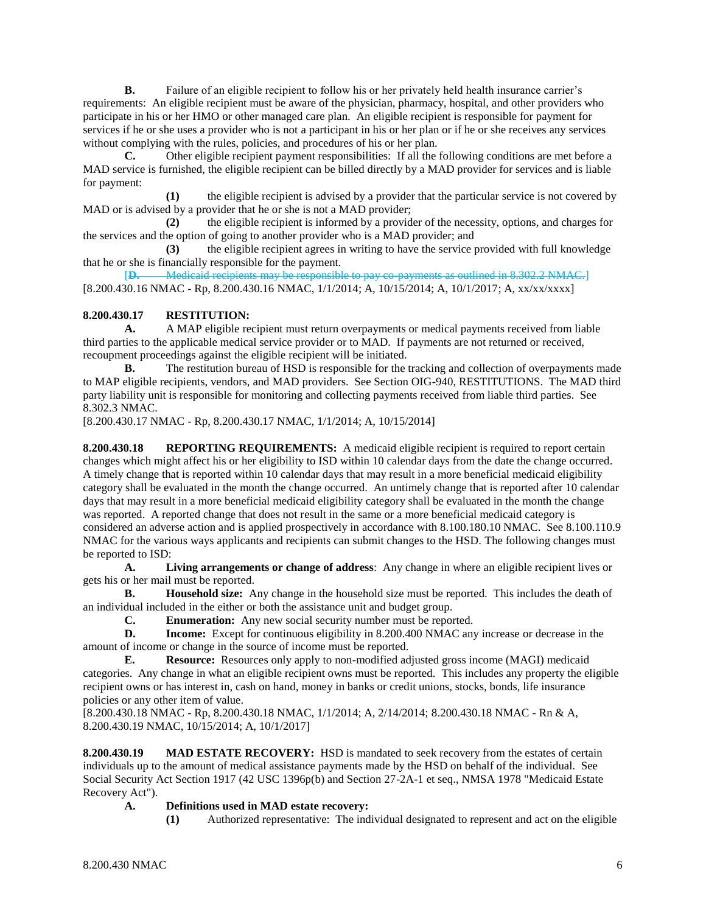**B.** Failure of an eligible recipient to follow his or her privately held health insurance carrier's requirements: An eligible recipient must be aware of the physician, pharmacy, hospital, and other providers who participate in his or her HMO or other managed care plan. An eligible recipient is responsible for payment for services if he or she uses a provider who is not a participant in his or her plan or if he or she receives any services without complying with the rules, policies, and procedures of his or her plan.

**C.** Other eligible recipient payment responsibilities: If all the following conditions are met before a MAD service is furnished, the eligible recipient can be billed directly by a MAD provider for services and is liable for payment:

**(1)** the eligible recipient is advised by a provider that the particular service is not covered by MAD or is advised by a provider that he or she is not a MAD provider;

**(2)** the eligible recipient is informed by a provider of the necessity, options, and charges for the services and the option of going to another provider who is a MAD provider; and

**(3)** the eligible recipient agrees in writing to have the service provided with full knowledge that he or she is financially responsible for the payment.

[~~**D.** Medicaid recipients may be responsible to pay co-payments as outlined in 8.302.2 NMAC.~~]

[8.200.430.16 NMAC - Rp, 8.200.430.16 NMAC, 1/1/2014; A, 10/15/2014; A, 10/1/2017; A, xx/xx/xxxx]

**8.200.430.17 RESTITUTION:**

**A.** A MAP eligible recipient must return overpayments or medical payments received from liable third parties to the applicable medical service provider or to MAD. If payments are not returned or received, recoupment proceedings against the eligible recipient will be initiated.

**B.** The restitution bureau of HSD is responsible for the tracking and collection of overpayments made to MAP eligible recipients, vendors, and MAD providers. See Section OIG-940, RESTITUTIONS. The MAD third party liability unit is responsible for monitoring and collecting payments received from liable third parties. See 8.302.3 NMAC.

[8.200.430.17 NMAC - Rp, 8.200.430.17 NMAC, 1/1/2014; A, 10/15/2014]

**8.200.430.18 REPORTING REQUIREMENTS:** A medicaid eligible recipient is required to report certain changes which might affect his or her eligibility to ISD within 10 calendar days from the date the change occurred. A timely change that is reported within 10 calendar days that may result in a more beneficial medicaid eligibility category shall be evaluated in the month the change occurred. An untimely change that is reported after 10 calendar days that may result in a more beneficial medicaid eligibility category shall be evaluated in the month the change was reported. A reported change that does not result in the same or a more beneficial medicaid category is considered an adverse action and is applied prospectively in accordance with 8.100.180.10 NMAC. See 8.100.110.9 NMAC for the various ways applicants and recipients can submit changes to the HSD. The following changes must be reported to ISD:

**A. Living arrangements or change of address**: Any change in where an eligible recipient lives or gets his or her mail must be reported.

**B. Household size:** Any change in the household size must be reported. This includes the death of an individual included in the either or both the assistance unit and budget group.

**C. Enumeration:** Any new social security number must be reported.

**D. Income:** Except for continuous eligibility in 8.200.400 NMAC any increase or decrease in the amount of income or change in the source of income must be reported.

**E. Resource:** Resources only apply to non-modified adjusted gross income (MAGI) medicaid categories. Any change in what an eligible recipient owns must be reported. This includes any property the eligible recipient owns or has interest in, cash on hand, money in banks or credit unions, stocks, bonds, life insurance policies or any other item of value.

[8.200.430.18 NMAC - Rp, 8.200.430.18 NMAC, 1/1/2014; A, 2/14/2014; 8.200.430.18 NMAC - Rn & A, 8.200.430.19 NMAC, 10/15/2014; A, 10/1/2017]

**8.200.430.19 MAD ESTATE RECOVERY:** HSD is mandated to seek recovery from the estates of certain individuals up to the amount of medical assistance payments made by the HSD on behalf of the individual. See Social Security Act Section 1917 (42 USC 1396p(b) and Section 27-2A-1 et seq., NMSA 1978 "Medicaid Estate Recovery Act").

**A. Definitions used in MAD estate recovery:**

**(1)** Authorized representative: The individual designated to represent and act on the eligible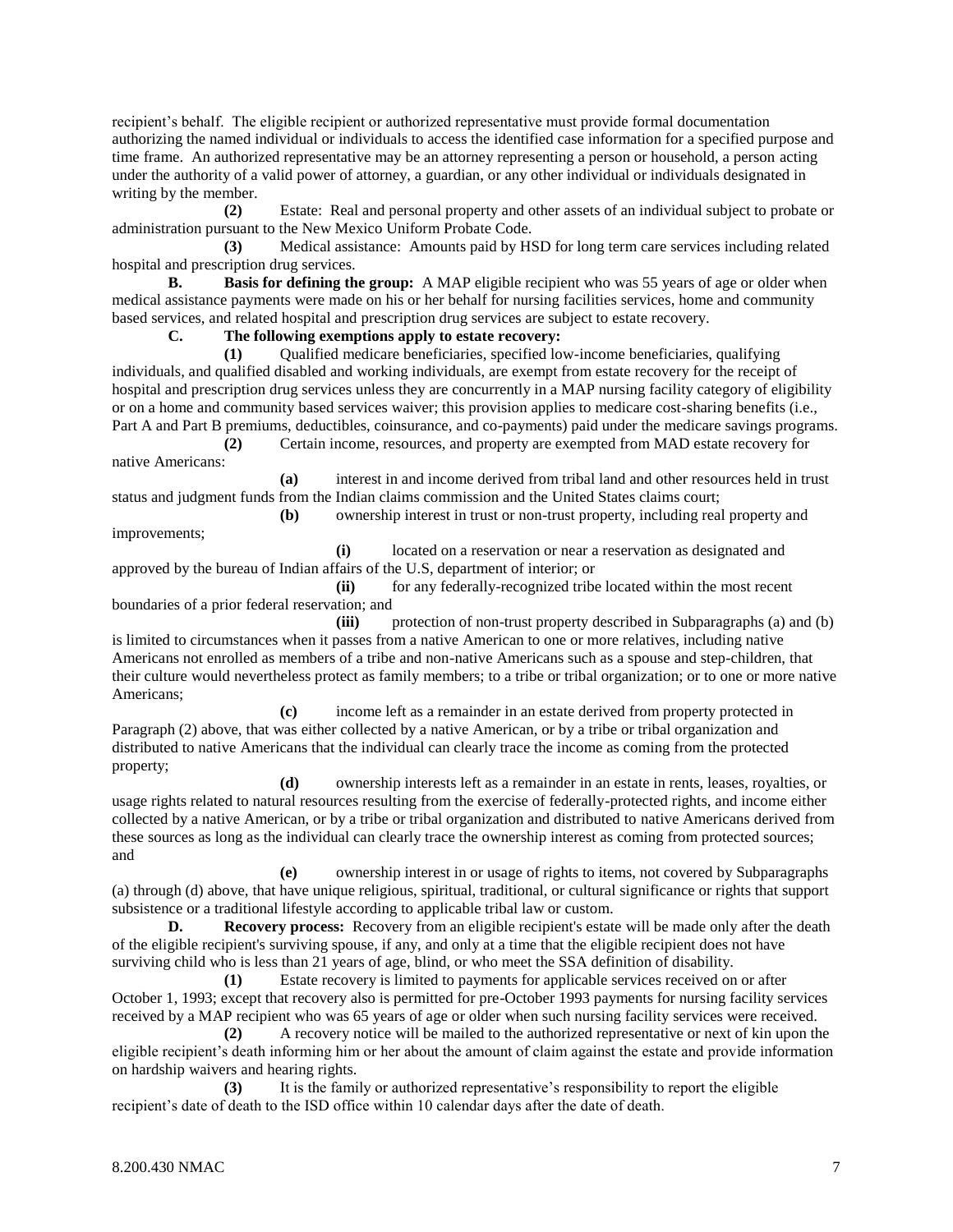recipient's behalf. The eligible recipient or authorized representative must provide formal documentation authorizing the named individual or individuals to access the identified case information for a specified purpose and time frame. An authorized representative may be an attorney representing a person or household, a person acting under the authority of a valid power of attorney, a guardian, or any other individual or individuals designated in writing by the member.

**(2)** Estate: Real and personal property and other assets of an individual subject to probate or administration pursuant to the New Mexico Uniform Probate Code.

**(3)** Medical assistance: Amounts paid by HSD for long term care services including related hospital and prescription drug services.

**B. Basis for defining the group:** A MAP eligible recipient who was 55 years of age or older when medical assistance payments were made on his or her behalf for nursing facilities services, home and community based services, and related hospital and prescription drug services are subject to estate recovery.

**C. The following exemptions apply to estate recovery:**

**(1)** Qualified medicare beneficiaries, specified low-income beneficiaries, qualifying individuals, and qualified disabled and working individuals, are exempt from estate recovery for the receipt of hospital and prescription drug services unless they are concurrently in a MAP nursing facility category of eligibility or on a home and community based services waiver; this provision applies to medicare cost-sharing benefits (i.e., Part A and Part B premiums, deductibles, coinsurance, and co-payments) paid under the medicare savings programs.

**(2)** Certain income, resources, and property are exempted from MAD estate recovery for native Americans:

**(a)** interest in and income derived from tribal land and other resources held in trust status and judgment funds from the Indian claims commission and the United States claims court;

**(b)** ownership interest in trust or non-trust property, including real property and improvements;

**(i)** located on a reservation or near a reservation as designated and approved by the bureau of Indian affairs of the U.S, department of interior; or

**(ii)** for any federally-recognized tribe located within the most recent boundaries of a prior federal reservation; and

**(iii)** protection of non-trust property described in Subparagraphs (a) and (b) is limited to circumstances when it passes from a native American to one or more relatives, including native Americans not enrolled as members of a tribe and non-native Americans such as a spouse and step-children, that their culture would nevertheless protect as family members; to a tribe or tribal organization; or to one or more native Americans;

**(c)** income left as a remainder in an estate derived from property protected in Paragraph (2) above, that was either collected by a native American, or by a tribe or tribal organization and distributed to native Americans that the individual can clearly trace the income as coming from the protected property;

**(d)** ownership interests left as a remainder in an estate in rents, leases, royalties, or usage rights related to natural resources resulting from the exercise of federally-protected rights, and income either collected by a native American, or by a tribe or tribal organization and distributed to native Americans derived from these sources as long as the individual can clearly trace the ownership interest as coming from protected sources; and

**(e)** ownership interest in or usage of rights to items, not covered by Subparagraphs (a) through (d) above, that have unique religious, spiritual, traditional, or cultural significance or rights that support subsistence or a traditional lifestyle according to applicable tribal law or custom.

**D. Recovery process:** Recovery from an eligible recipient's estate will be made only after the death of the eligible recipient's surviving spouse, if any, and only at a time that the eligible recipient does not have surviving child who is less than 21 years of age, blind, or who meet the SSA definition of disability.

**(1)** Estate recovery is limited to payments for applicable services received on or after October 1, 1993; except that recovery also is permitted for pre-October 1993 payments for nursing facility services received by a MAP recipient who was 65 years of age or older when such nursing facility services were received.

**(2)** A recovery notice will be mailed to the authorized representative or next of kin upon the eligible recipient's death informing him or her about the amount of claim against the estate and provide information on hardship waivers and hearing rights.

**(3)** It is the family or authorized representative's responsibility to report the eligible recipient's date of death to the ISD office within 10 calendar days after the date of death.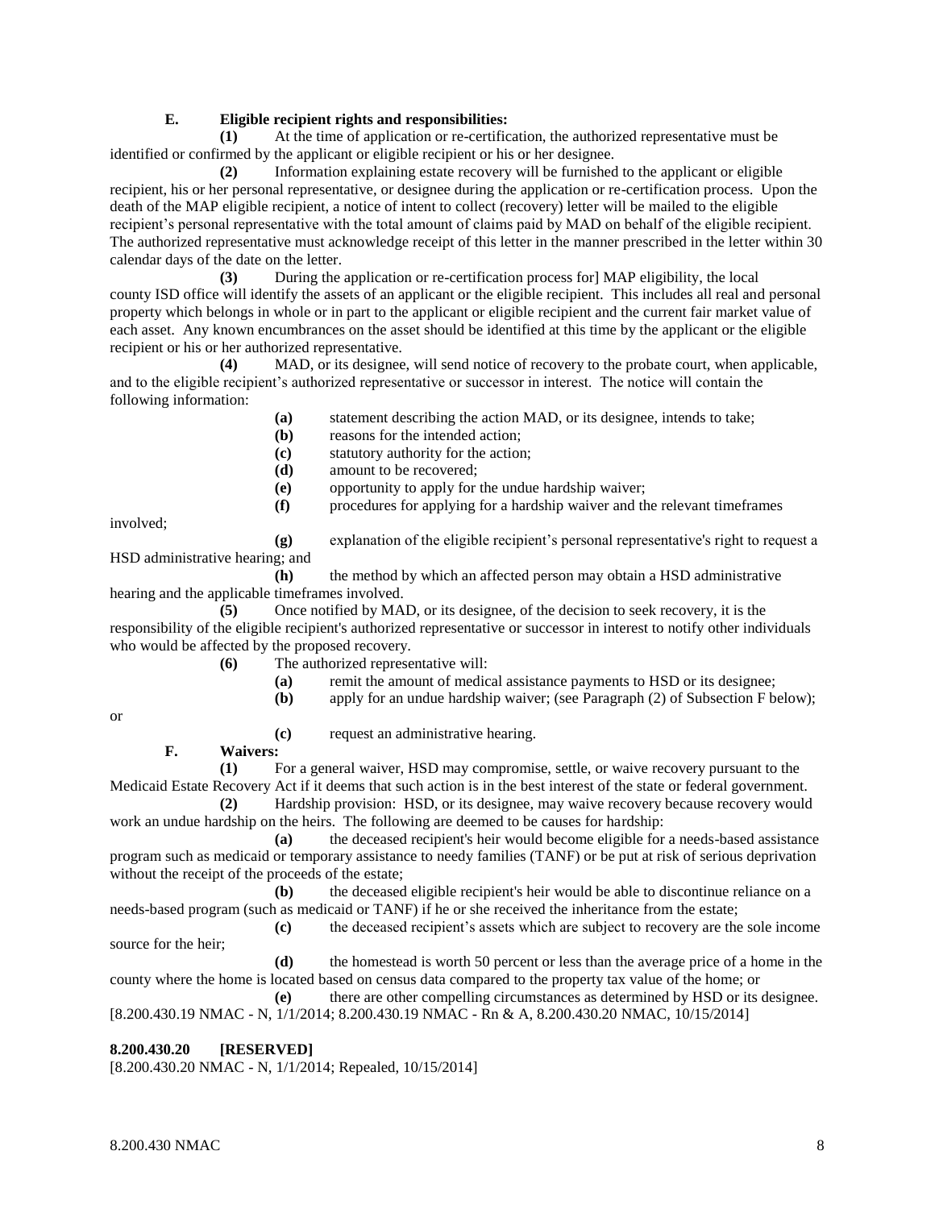**E. Eligible recipient rights and responsibilities:**

**(1)** At the time of application or re-certification, the authorized representative must be identified or confirmed by the applicant or eligible recipient or his or her designee.

**(2)** Information explaining estate recovery will be furnished to the applicant or eligible recipient, his or her personal representative, or designee during the application or re-certification process. Upon the death of the MAP eligible recipient, a notice of intent to collect (recovery) letter will be mailed to the eligible recipient's personal representative with the total amount of claims paid by MAD on behalf of the eligible recipient. The authorized representative must acknowledge receipt of this letter in the manner prescribed in the letter within 30 calendar days of the date on the letter.

**(3)** During the application or re-certification process for] MAP eligibility, the local county ISD office will identify the assets of an applicant or the eligible recipient. This includes all real and personal property which belongs in whole or in part to the applicant or eligible recipient and the current fair market value of each asset. Any known encumbrances on the asset should be identified at this time by the applicant or the eligible recipient or his or her authorized representative.

**(4)** MAD, or its designee, will send notice of recovery to the probate court, when applicable, and to the eligible recipient's authorized representative or successor in interest. The notice will contain the following information:

**(a)** statement describing the action MAD, or its designee, intends to take;

**(b)** reasons for the intended action;

**(c)** statutory authority for the action;

**(d)** amount to be recovered;

**(e)** opportunity to apply for the undue hardship waiver;

**(f)** procedures for applying for a hardship waiver and the relevant timeframes involved;

**(g)** explanation of the eligible recipient's personal representative's right to request a HSD administrative hearing; and

**(h)** the method by which an affected person may obtain a HSD administrative hearing and the applicable timeframes involved.

**(5)** Once notified by MAD, or its designee, of the decision to seek recovery, it is the responsibility of the eligible recipient's authorized representative or successor in interest to notify other individuals who would be affected by the proposed recovery.

**(6)** The authorized representative will:

**(a)** remit the amount of medical assistance payments to HSD or its designee;

**(b)** apply for an undue hardship waiver; (see Paragraph (2) of Subsection F below); or

**(c)** request an administrative hearing.

**F. Waivers:**

**(1)** For a general waiver, HSD may compromise, settle, or waive recovery pursuant to the Medicaid Estate Recovery Act if it deems that such action is in the best interest of the state or federal government.

**(2)** Hardship provision: HSD, or its designee, may waive recovery because recovery would work an undue hardship on the heirs. The following are deemed to be causes for hardship:

**(a)** the deceased recipient's heir would become eligible for a needs-based assistance program such as medicaid or temporary assistance to needy families (TANF) or be put at risk of serious deprivation without the receipt of the proceeds of the estate;

**(b)** the deceased eligible recipient's heir would be able to discontinue reliance on a needs-based program (such as medicaid or TANF) if he or she received the inheritance from the estate;

**(c)** the deceased recipient's assets which are subject to recovery are the sole income source for the heir;

**(d)** the homestead is worth 50 percent or less than the average price of a home in the county where the home is located based on census data compared to the property tax value of the home; or

**(e)** there are other compelling circumstances as determined by HSD or its designee.

[8.200.430.19 NMAC - N, 1/1/2014; 8.200.430.19 NMAC - Rn & A, 8.200.430.20 NMAC, 10/15/2014]

**8.200.430.20 [RESERVED]**

[8.200.430.20 NMAC - N, 1/1/2014; Repealed, 10/15/2014]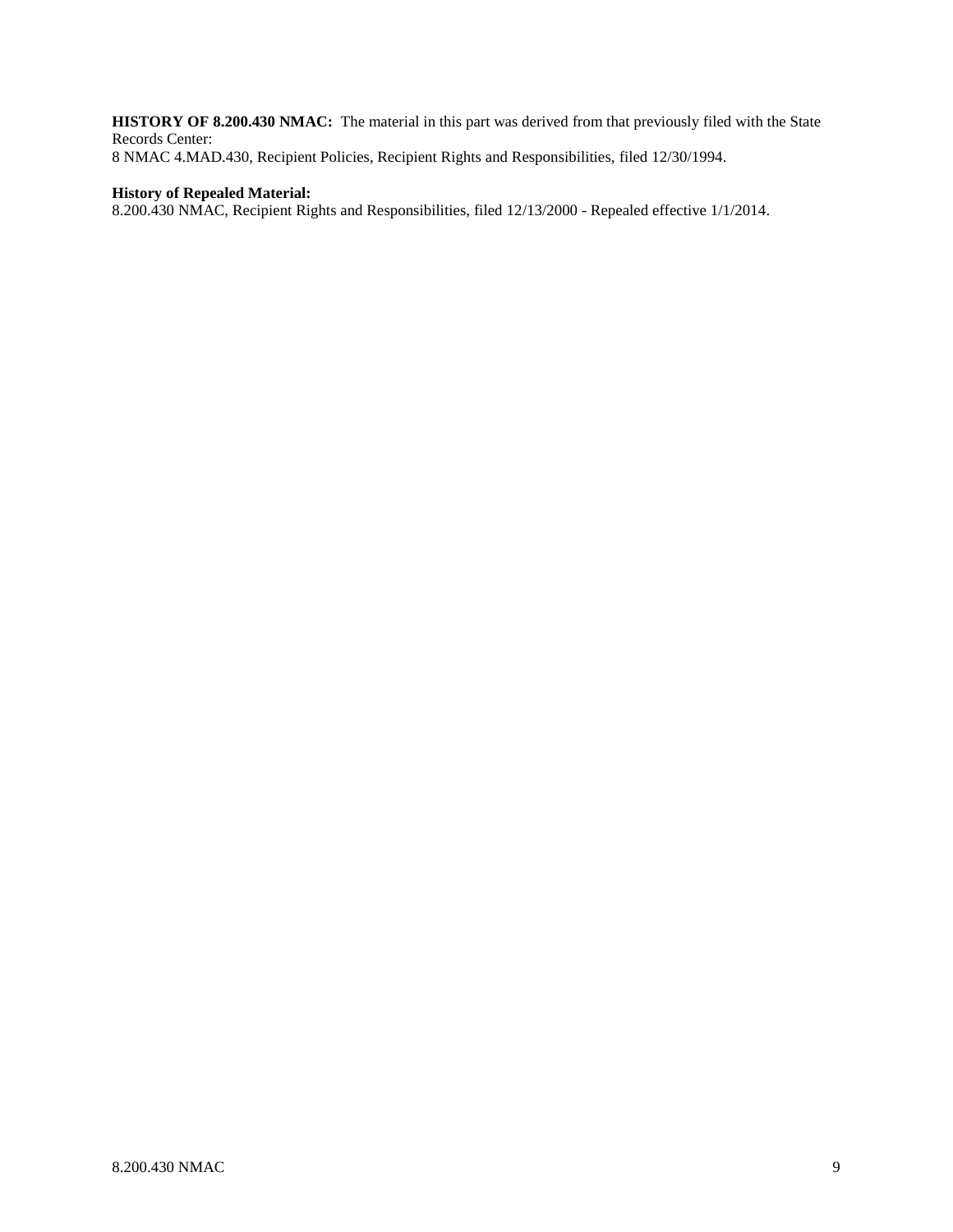**HISTORY OF 8.200.430 NMAC:** The material in this part was derived from that previously filed with the State Records Center:
8 NMAC 4.MAD.430, Recipient Policies, Recipient Rights and Responsibilities, filed 12/30/1994.

**History of Repealed Material:**
8.200.430 NMAC, Recipient Rights and Responsibilities, filed 12/13/2000 - Repealed effective 1/1/2014.